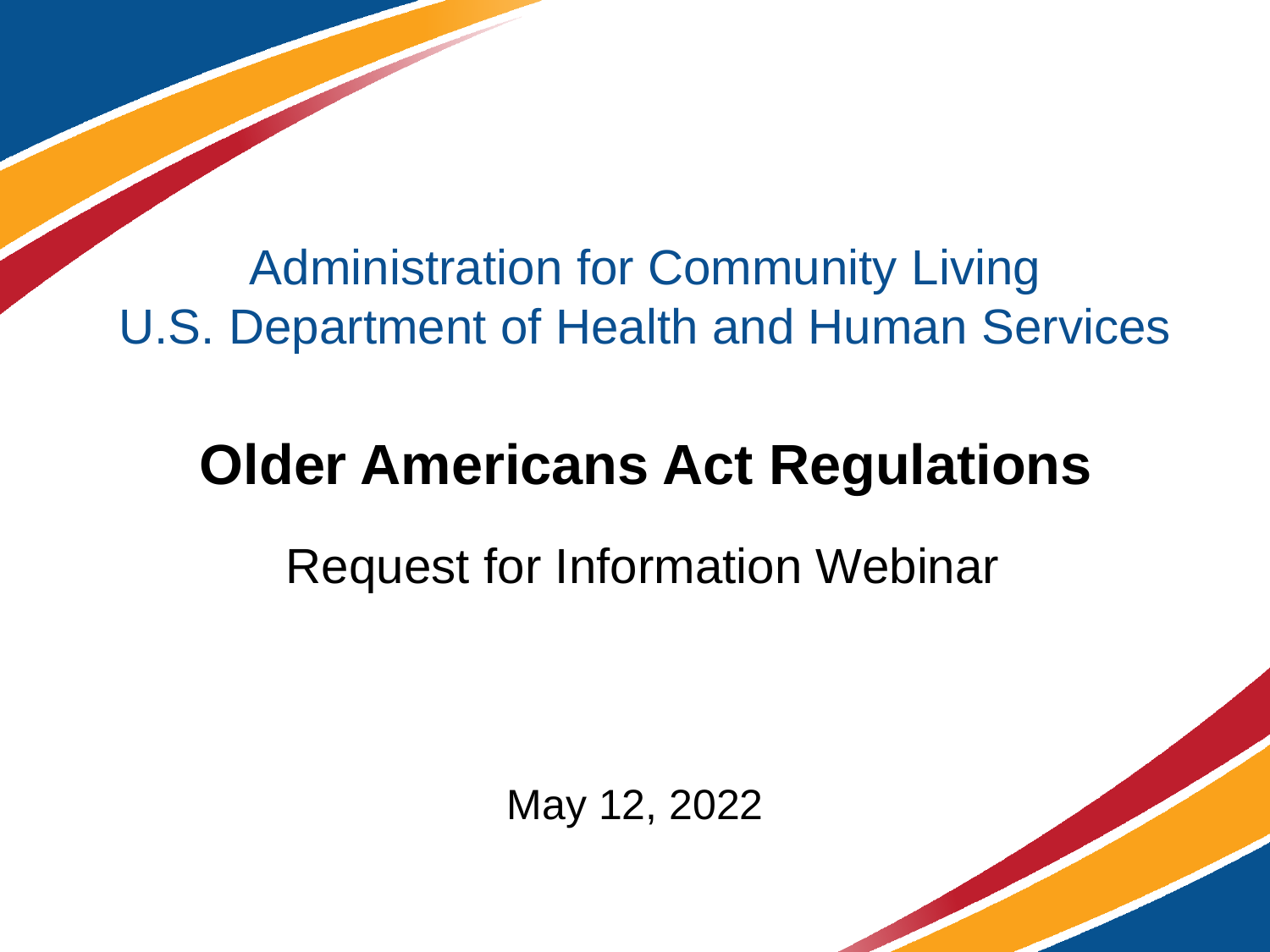Administration for Community Living
U.S. Department of Health and Human Services

# Older Americans Act Regulations

## Request for Information Webinar

May 12, 2022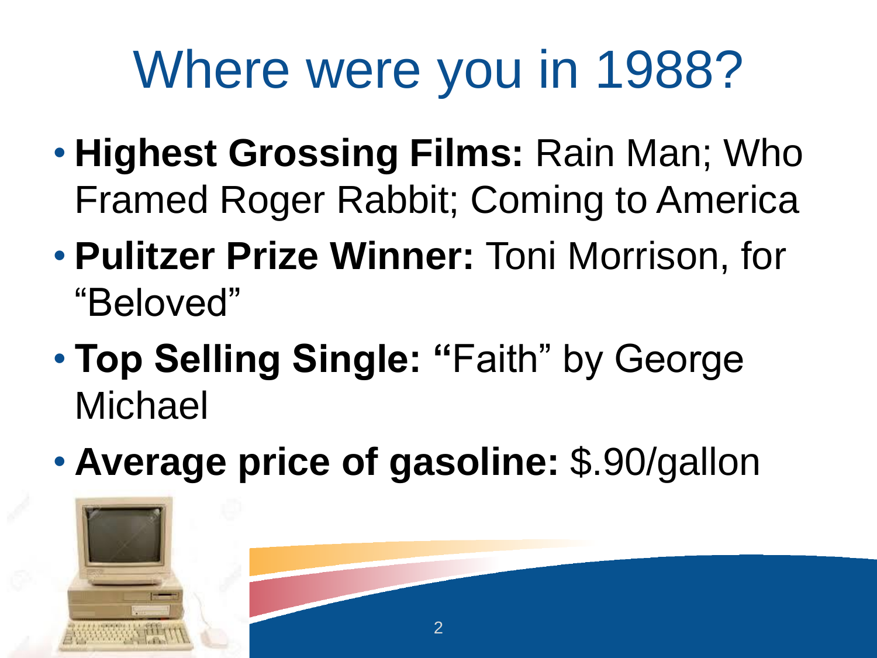# Where were you in 1988?

- **Highest Grossing Films:** Rain Man; Who Framed Roger Rabbit; Coming to America
- **Pulitzer Prize Winner:** Toni Morrison, for "Beloved"
- **Top Selling Single: "**Faith" by George Michael
- **Average price of gasoline:** $.90/gallon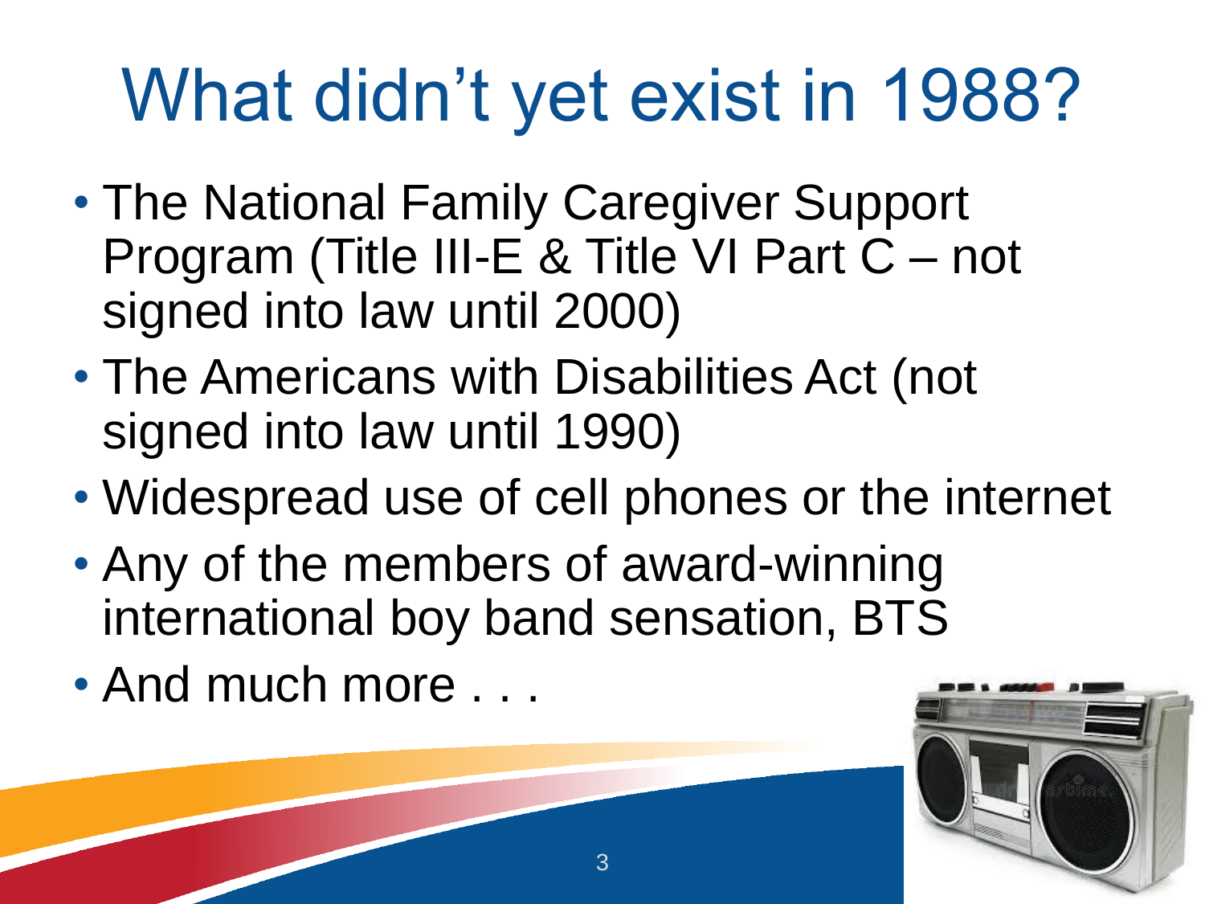# What didn't yet exist in 1988?

- The National Family Caregiver Support Program (Title III-E & Title VI Part C – not signed into law until 2000)
- The Americans with Disabilities Act (not signed into law until 1990)
- Widespread use of cell phones or the internet
- Any of the members of award-winning international boy band sensation, BTS
- And much more . . .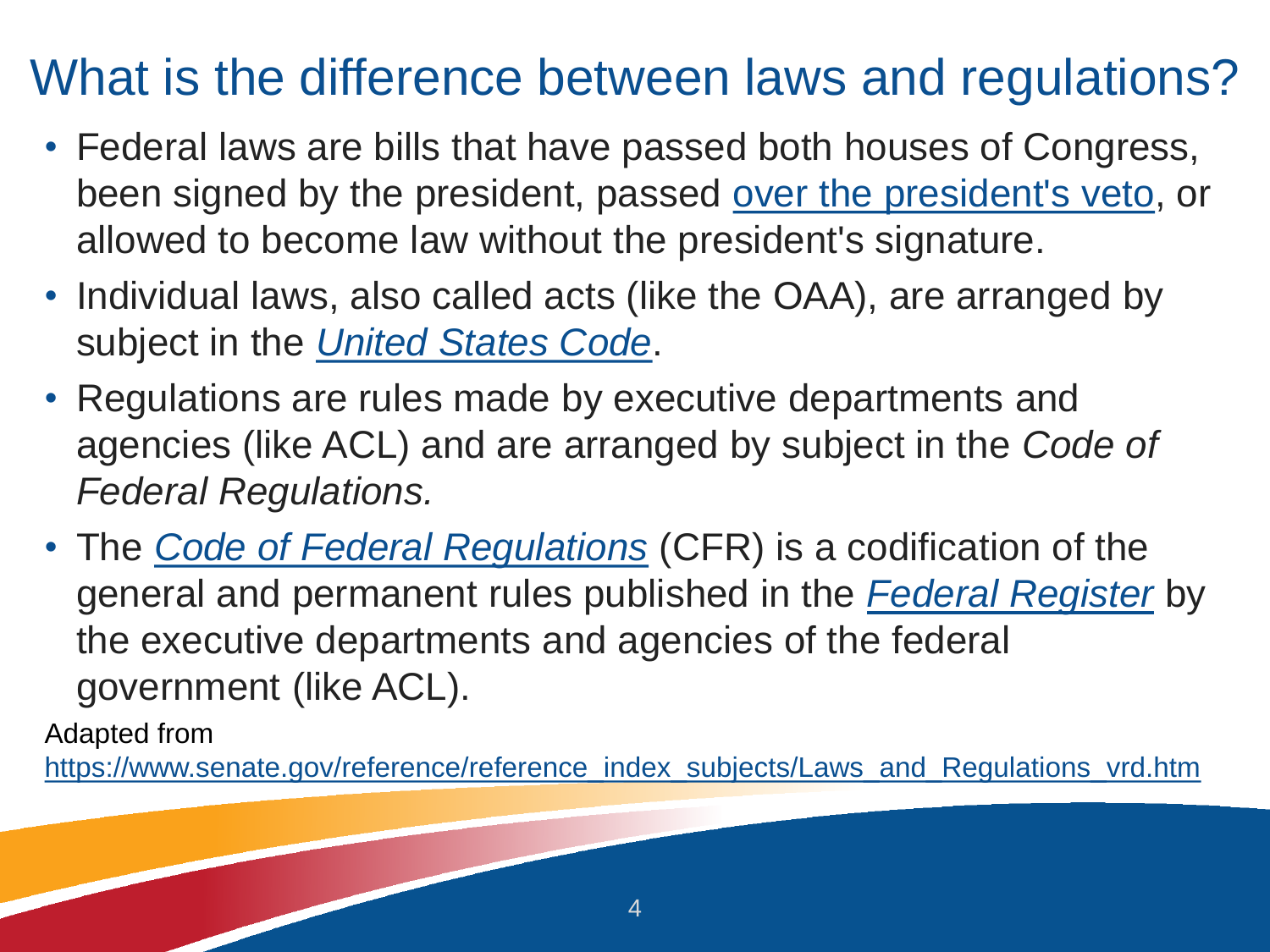# What is the difference between laws and regulations?

- Federal laws are bills that have passed both houses of Congress, been signed by the president, passed over the president's veto, or allowed to become law without the president's signature.
- Individual laws, also called acts (like the OAA), are arranged by subject in the *United States Code*.
- Regulations are rules made by executive departments and agencies (like ACL) and are arranged by subject in the *Code of Federal Regulations.*
- The *Code of Federal Regulations* (CFR) is a codification of the general and permanent rules published in the *Federal Register* by the executive departments and agencies of the federal government (like ACL).

Adapted from https://www.senate.gov/reference/reference_index_subjects/Laws_and_Regulations_vrd.htm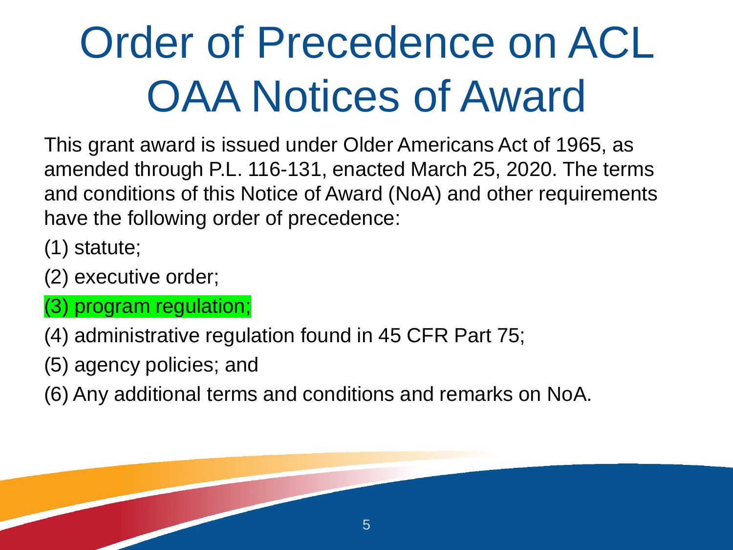# Order of Precedence on ACL OAA Notices of Award

This grant award is issued under Older Americans Act of 1965, as amended through P.L. 116-131, enacted March 25, 2020. The terms and conditions of this Notice of Award (NoA) and other requirements have the following order of precedence:

(1) statute;

(2) executive order;

(3) program regulation;

(4) administrative regulation found in 45 CFR Part 75;

(5) agency policies; and

(6) Any additional terms and conditions and remarks on NoA.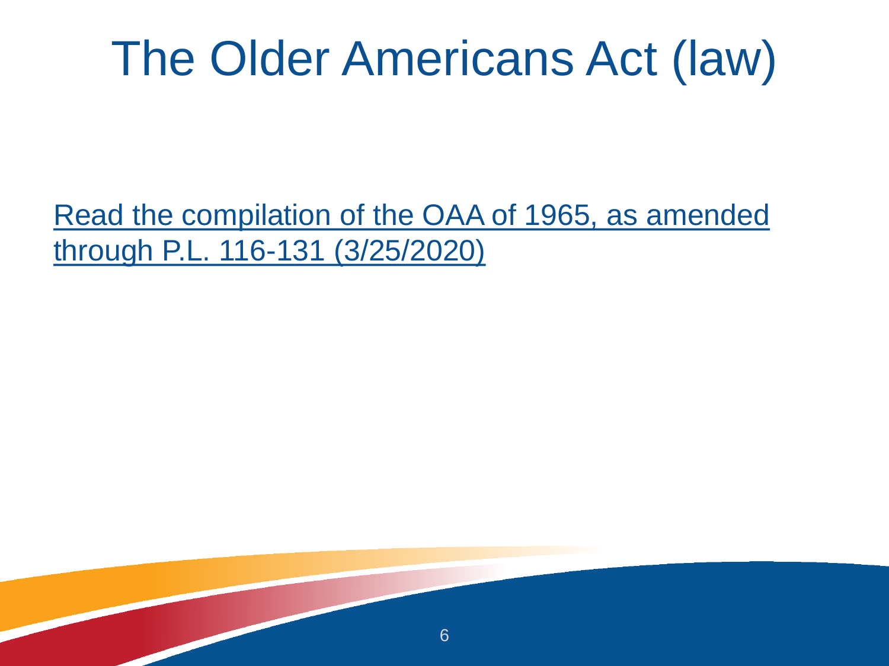# The Older Americans Act (law)

Read the compilation of the OAA of 1965, as amended through P.L. 116-131 (3/25/2020)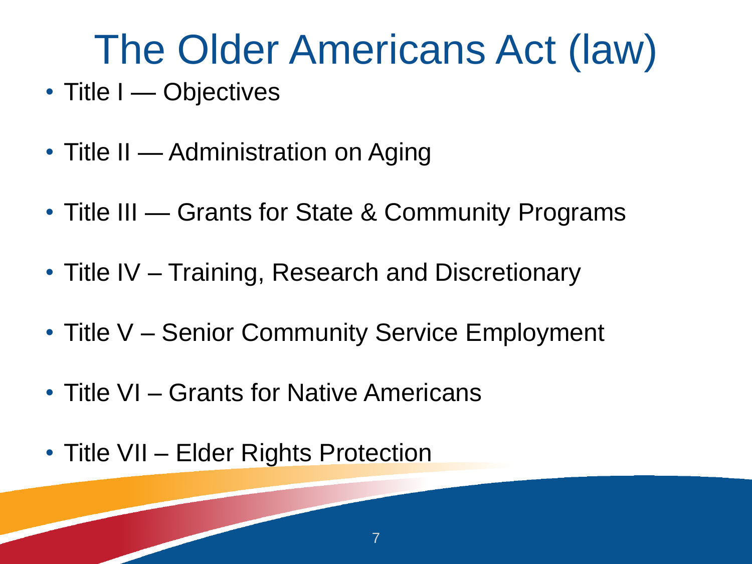# The Older Americans Act (law)

- Title I — Objectives
- Title II — Administration on Aging
- Title III — Grants for State & Community Programs
- Title IV – Training, Research and Discretionary
- Title V – Senior Community Service Employment
- Title VI – Grants for Native Americans
- Title VII – Elder Rights Protection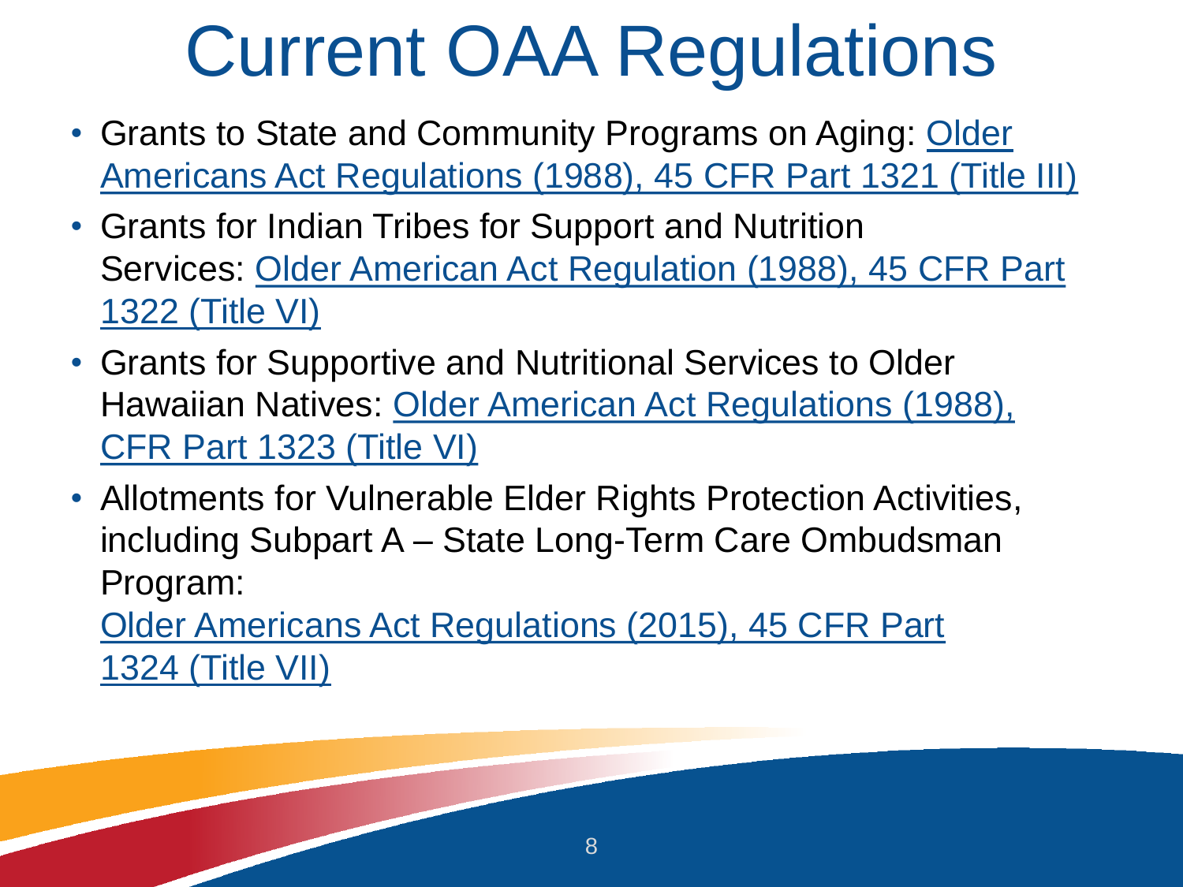# Current OAA Regulations

- Grants to State and Community Programs on Aging: Older Americans Act Regulations (1988), 45 CFR Part 1321 (Title III)
- Grants for Indian Tribes for Support and Nutrition Services: Older American Act Regulation (1988), 45 CFR Part 1322 (Title VI)
- Grants for Supportive and Nutritional Services to Older Hawaiian Natives: Older American Act Regulations (1988), CFR Part 1323 (Title VI)
- Allotments for Vulnerable Elder Rights Protection Activities, including Subpart A – State Long-Term Care Ombudsman Program:

  Older Americans Act Regulations (2015), 45 CFR Part 1324 (Title VII)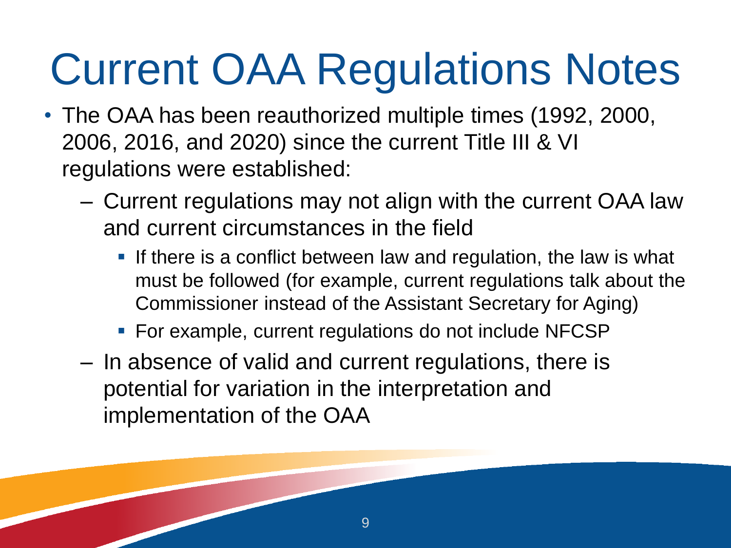# Current OAA Regulations Notes

- The OAA has been reauthorized multiple times (1992, 2000, 2006, 2016, and 2020) since the current Title III & VI regulations were established:
  - Current regulations may not align with the current OAA law and current circumstances in the field
    - If there is a conflict between law and regulation, the law is what must be followed (for example, current regulations talk about the Commissioner instead of the Assistant Secretary for Aging)
    - For example, current regulations do not include NFCSP
  - In absence of valid and current regulations, there is potential for variation in the interpretation and implementation of the OAA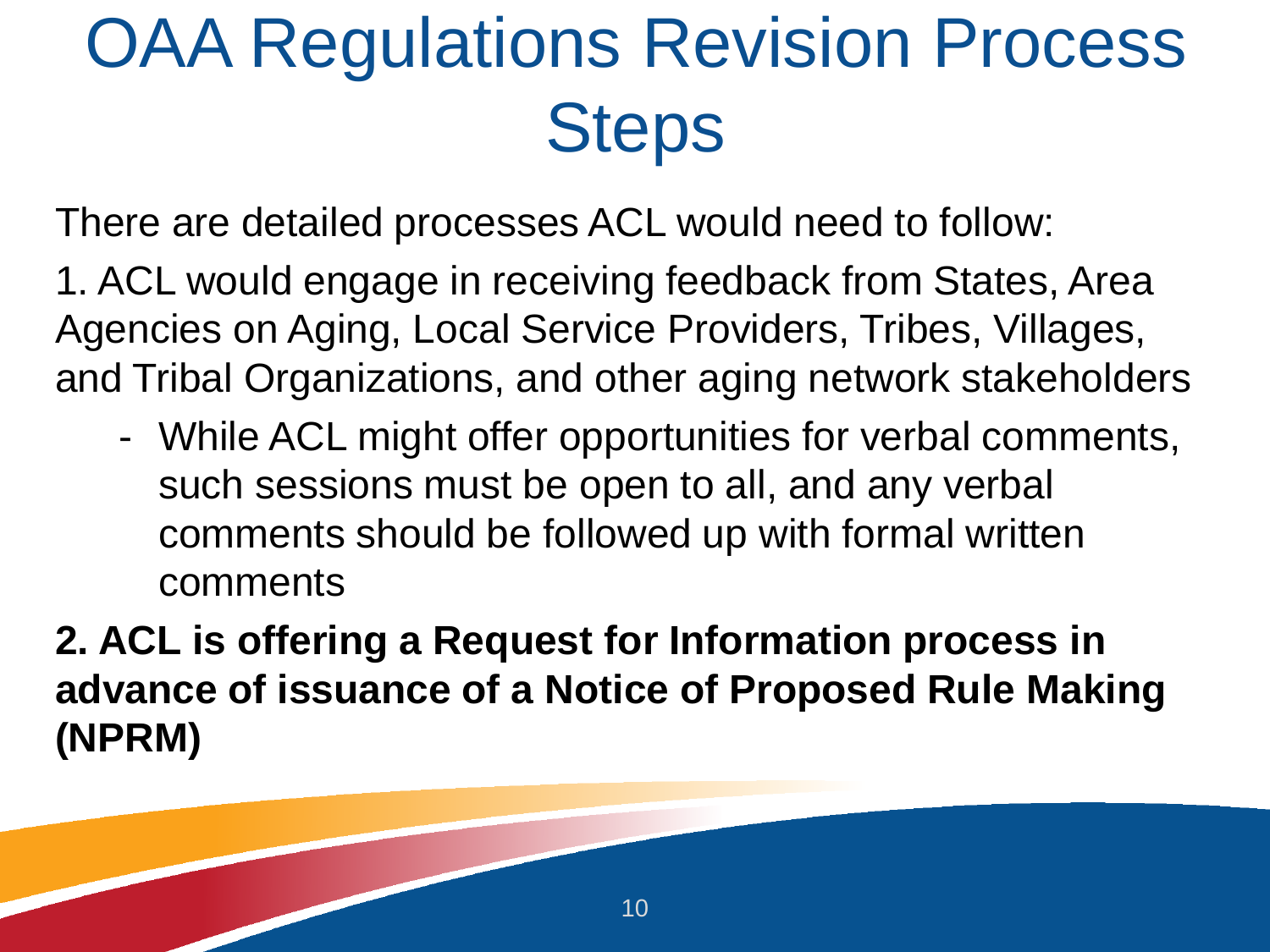# OAA Regulations Revision Process Steps

There are detailed processes ACL would need to follow:

1. ACL would engage in receiving feedback from States, Area Agencies on Aging, Local Service Providers, Tribes, Villages, and Tribal Organizations, and other aging network stakeholders
   - While ACL might offer opportunities for verbal comments, such sessions must be open to all, and any verbal comments should be followed up with formal written comments

**2. ACL is offering a Request for Information process in advance of issuance of a Notice of Proposed Rule Making (NPRM)**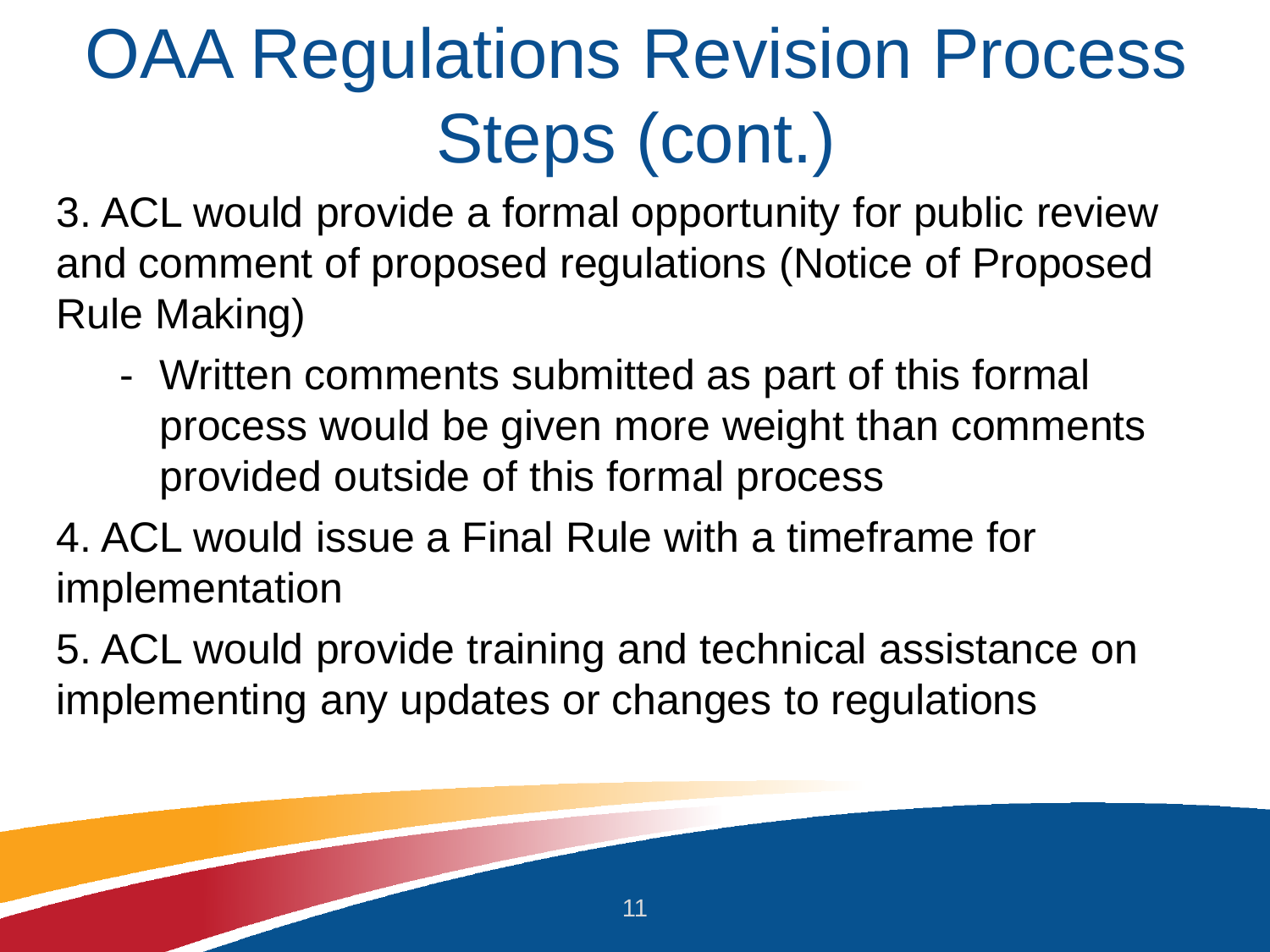# OAA Regulations Revision Process Steps (cont.)

3. ACL would provide a formal opportunity for public review and comment of proposed regulations (Notice of Proposed Rule Making)
   - Written comments submitted as part of this formal process would be given more weight than comments provided outside of this formal process
4. ACL would issue a Final Rule with a timeframe for implementation
5. ACL would provide training and technical assistance on implementing any updates or changes to regulations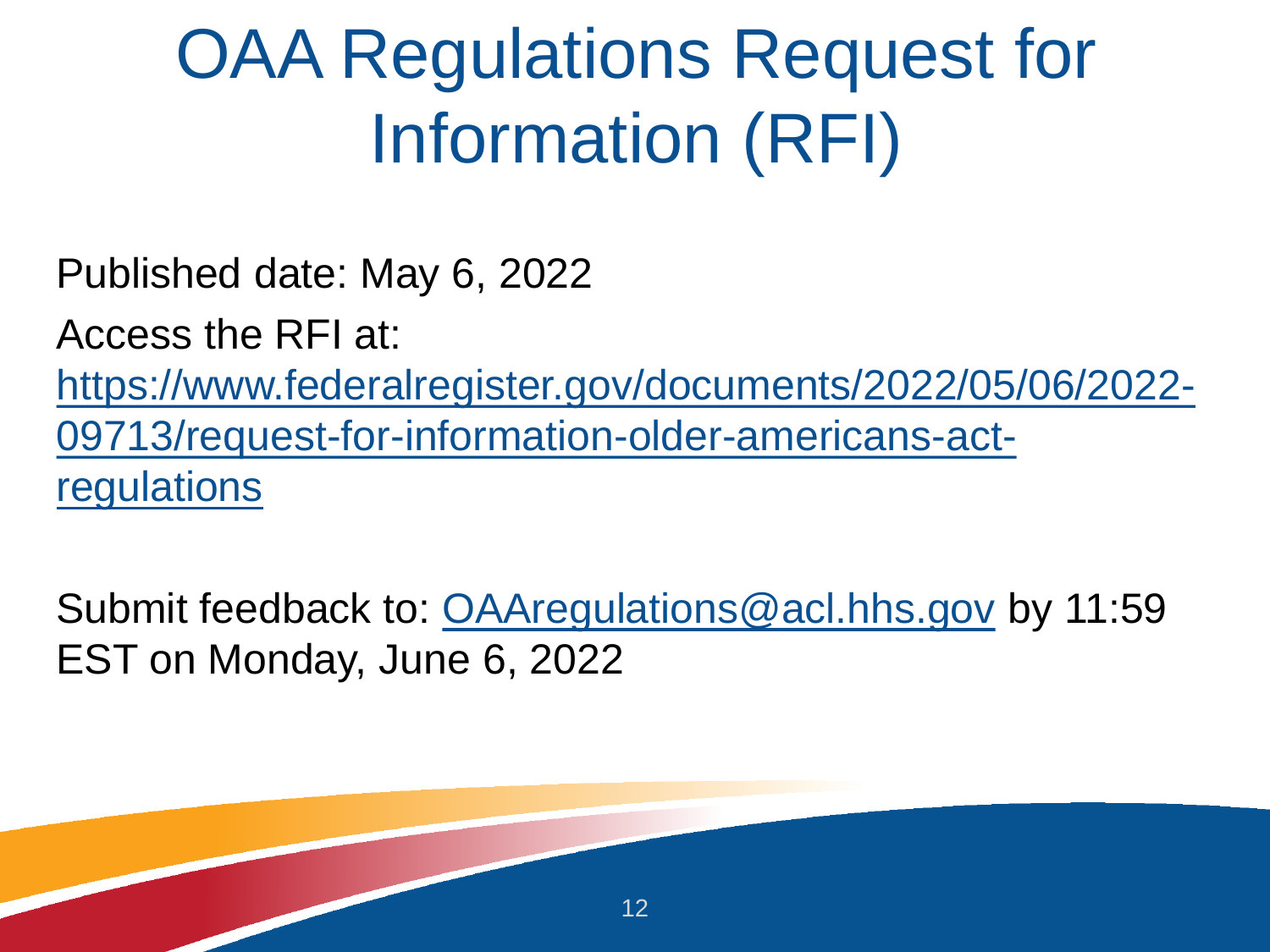# OAA Regulations Request for Information (RFI)

Published date: May 6, 2022

Access the RFI at: [https://www.federalregister.gov/documents/2022/05/06/2022-09713/request-for-information-older-americans-act-regulations](https://www.federalregister.gov/documents/2022/05/06/2022-09713/request-for-information-older-americans-act-regulations)

Submit feedback to: [OAAregulations@acl.hhs.gov](mailto:OAAregulations@acl.hhs.gov) by 11:59 EST on Monday, June 6, 2022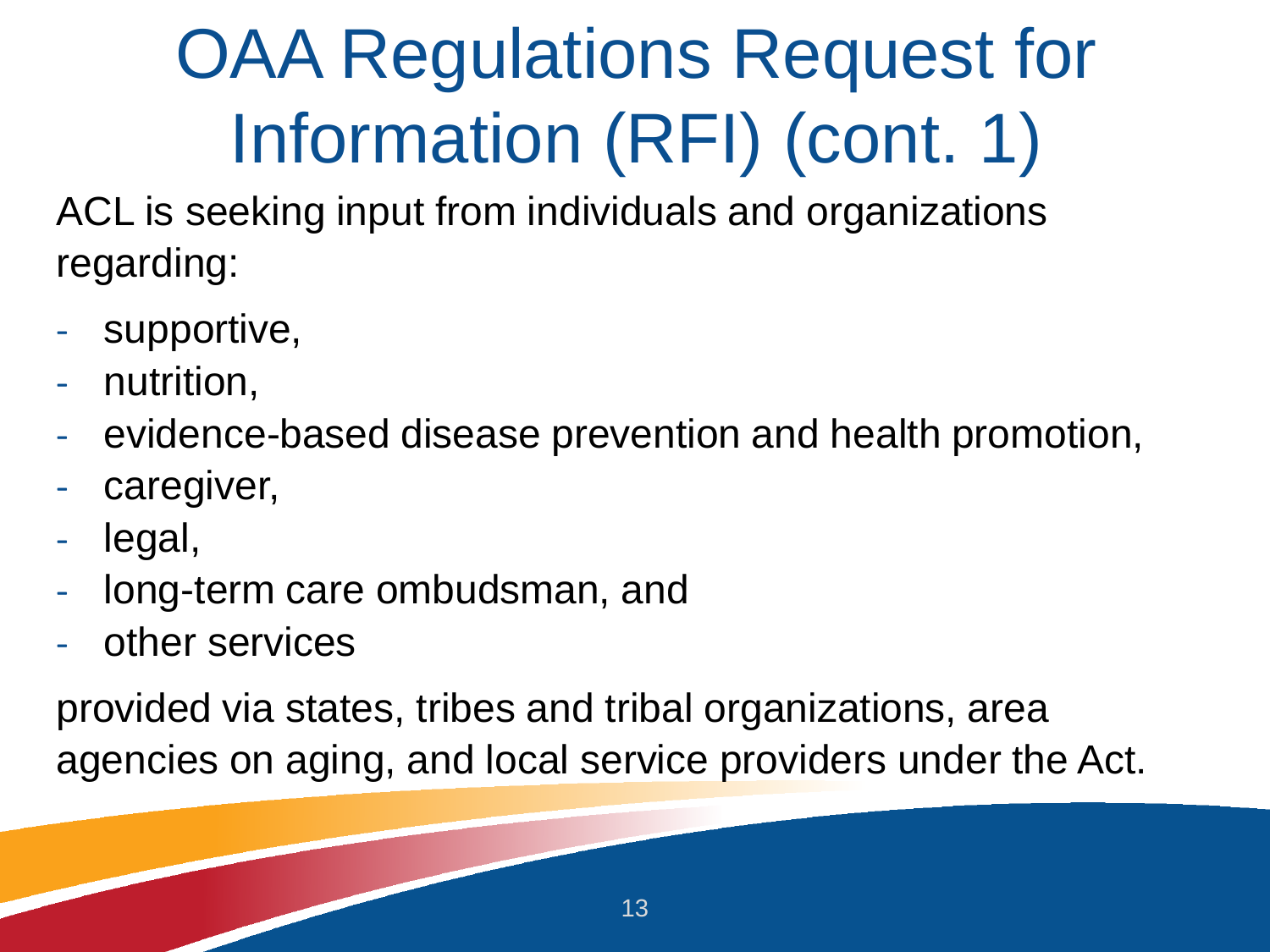# OAA Regulations Request for Information (RFI) (cont. 1)

ACL is seeking input from individuals and organizations regarding:

- supportive,
- nutrition,
- evidence-based disease prevention and health promotion,
- caregiver,
- legal,
- long-term care ombudsman, and
- other services

provided via states, tribes and tribal organizations, area agencies on aging, and local service providers under the Act.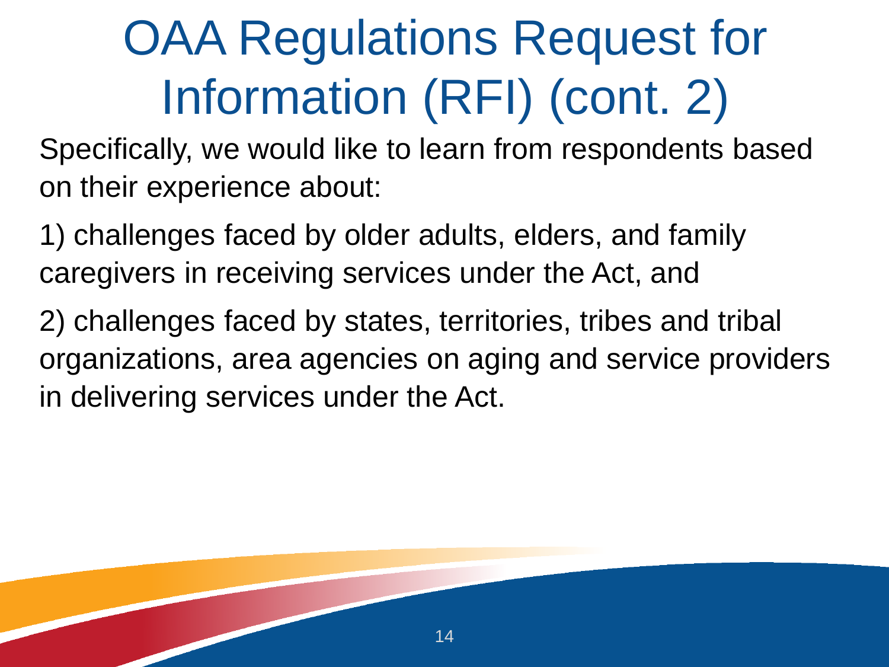# OAA Regulations Request for Information (RFI) (cont. 2)

Specifically, we would like to learn from respondents based on their experience about:

1) challenges faced by older adults, elders, and family caregivers in receiving services under the Act, and

2) challenges faced by states, territories, tribes and tribal organizations, area agencies on aging and service providers in delivering services under the Act.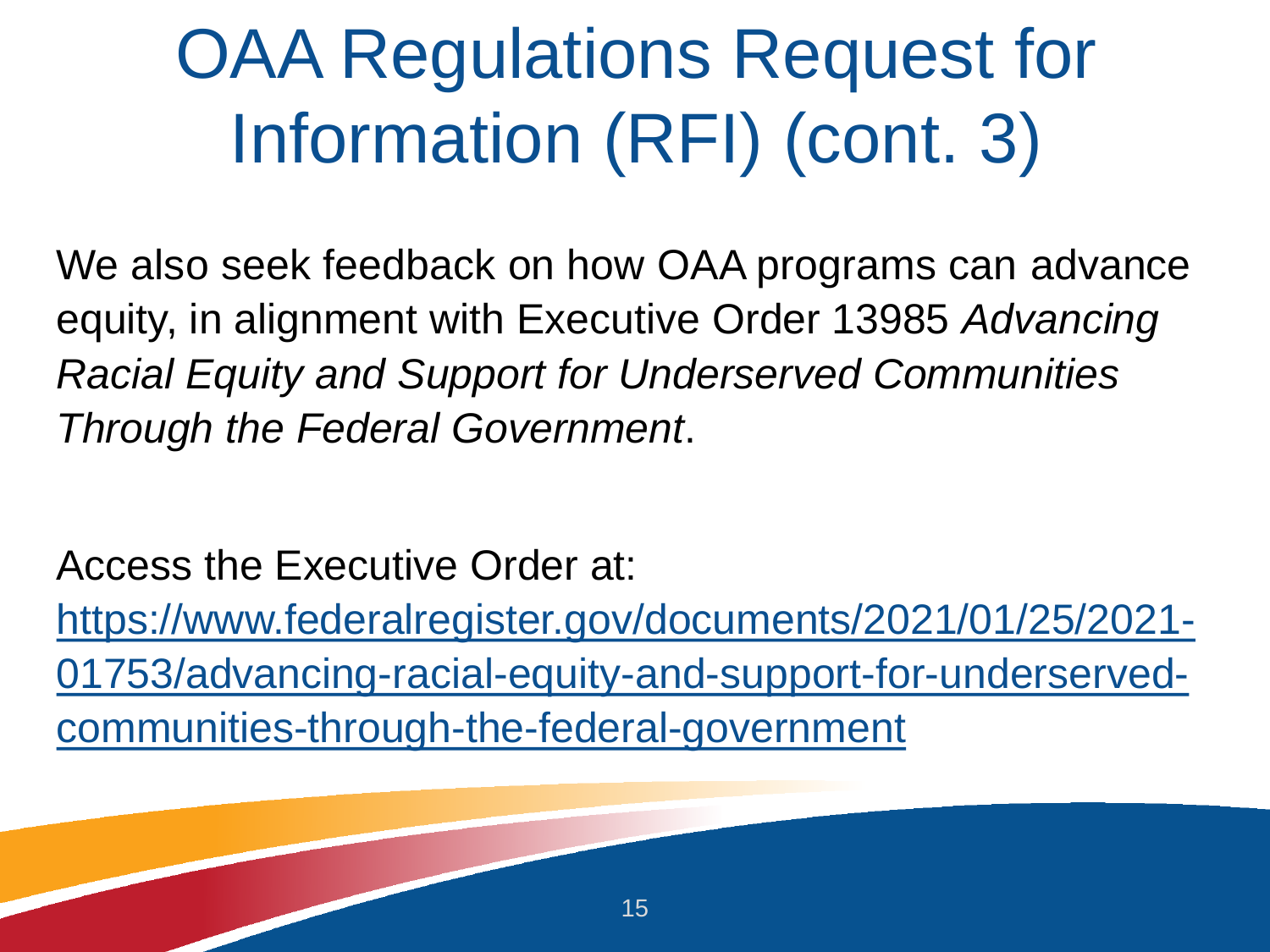# OAA Regulations Request for Information (RFI) (cont. 3)

We also seek feedback on how OAA programs can advance equity, in alignment with Executive Order 13985 *Advancing Racial Equity and Support for Underserved Communities Through the Federal Government*.

Access the Executive Order at:
https://www.federalregister.gov/documents/2021/01/25/2021-01753/advancing-racial-equity-and-support-for-underserved-communities-through-the-federal-government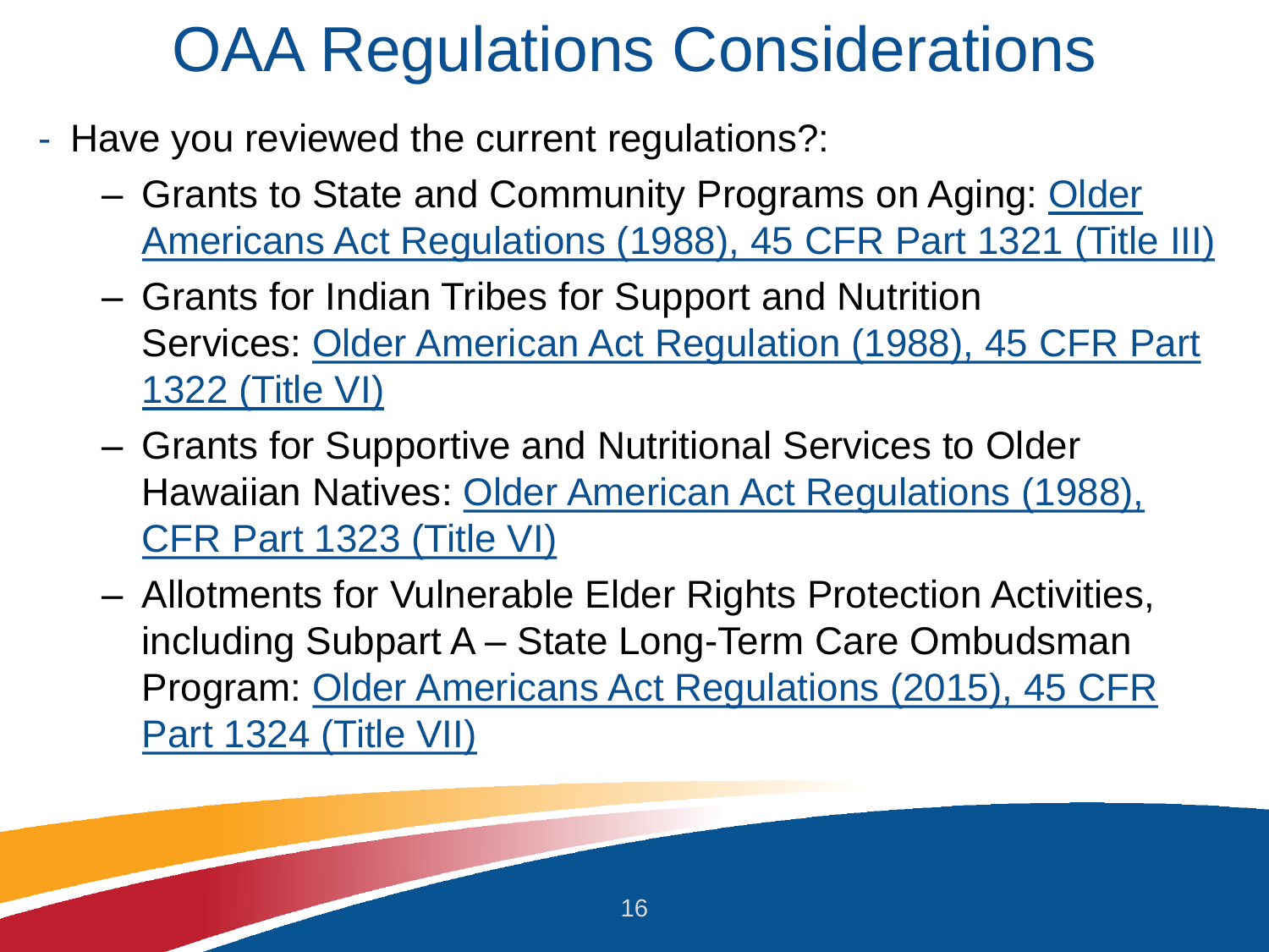# OAA Regulations Considerations

- Have you reviewed the current regulations?:
  - Grants to State and Community Programs on Aging: Older Americans Act Regulations (1988), 45 CFR Part 1321 (Title III)
  - Grants for Indian Tribes for Support and Nutrition Services: Older American Act Regulation (1988), 45 CFR Part 1322 (Title VI)
  - Grants for Supportive and Nutritional Services to Older Hawaiian Natives: Older American Act Regulations (1988), CFR Part 1323 (Title VI)
  - Allotments for Vulnerable Elder Rights Protection Activities, including Subpart A – State Long-Term Care Ombudsman Program: Older Americans Act Regulations (2015), 45 CFR Part 1324 (Title VII)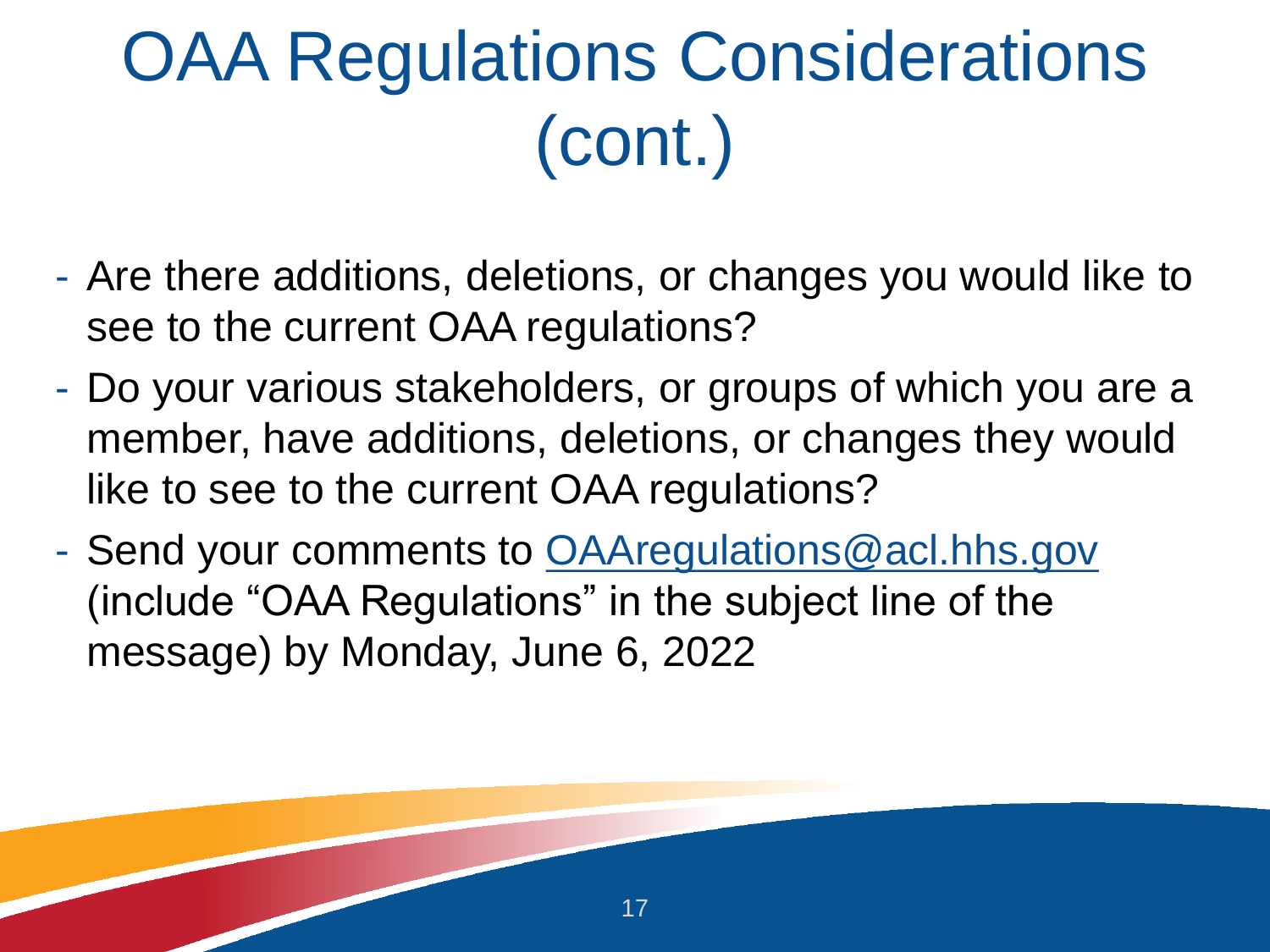# OAA Regulations Considerations (cont.)

- Are there additions, deletions, or changes you would like to see to the current OAA regulations?
- Do your various stakeholders, or groups of which you are a member, have additions, deletions, or changes they would like to see to the current OAA regulations?
- Send your comments to [OAAregulations@acl.hhs.gov](mailto:OAAregulations@acl.hhs.gov) (include "OAA Regulations" in the subject line of the message) by Monday, June 6, 2022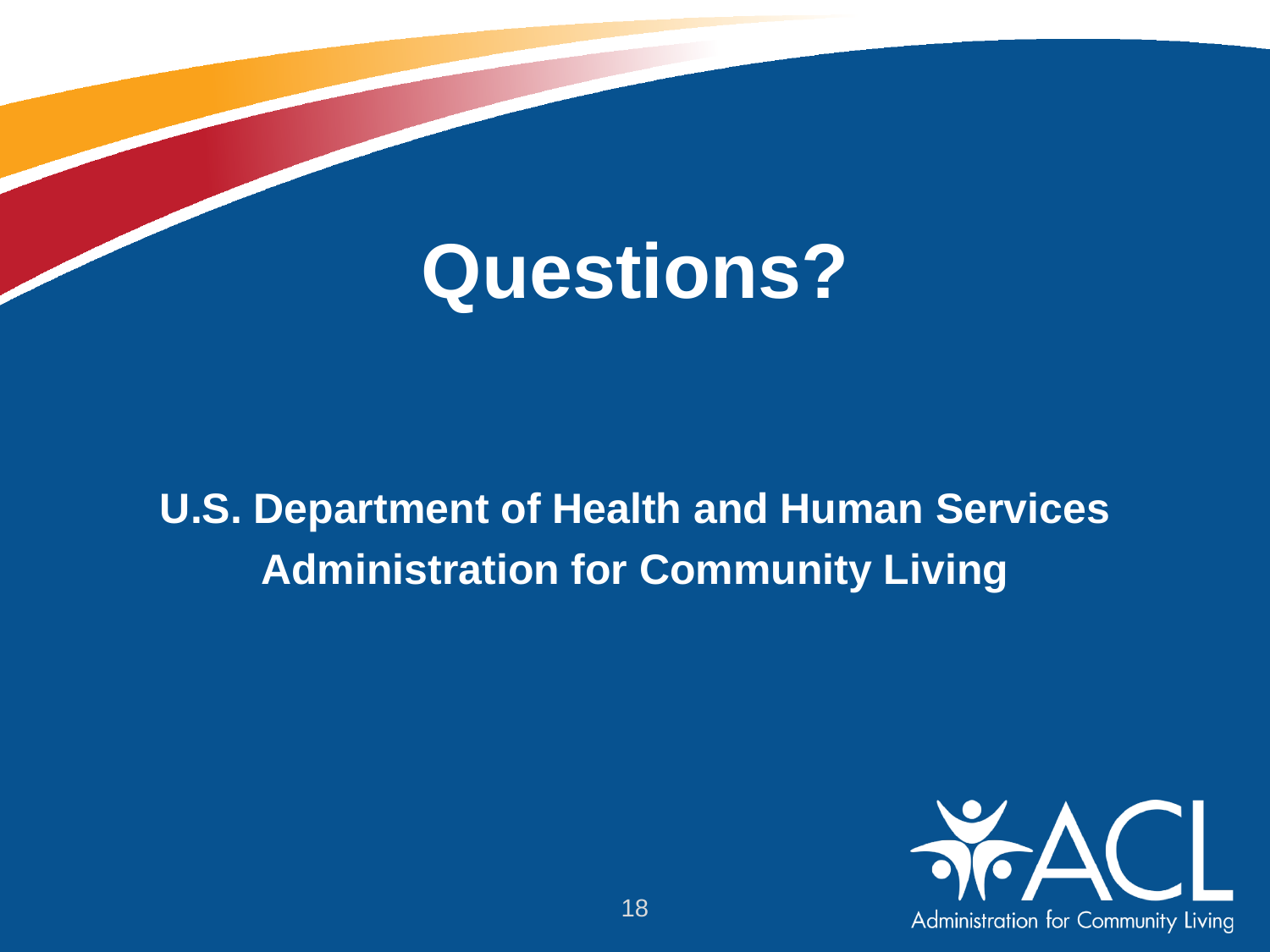# Questions?

**U.S. Department of Health and Human Services**
**Administration for Community Living**

ACL
Administration for Community Living